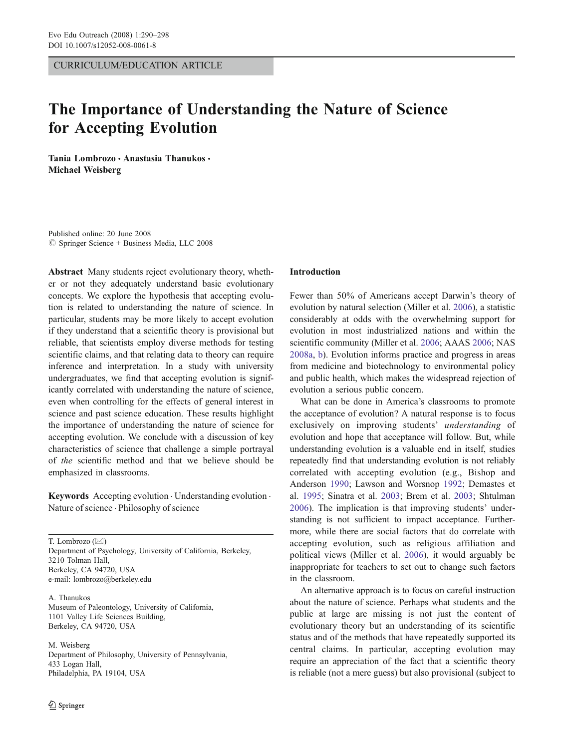CURRICULUM/EDUCATION ARTICLE

# The Importance of Understanding the Nature of Science for Accepting Evolution

**Tania Lombrozo · Anastasia Thanukos · Michael Weisberg**

Published online: 20 June 2008
© Springer Science + Business Media, LLC 2008

**Abstract** Many students reject evolutionary theory, whether or not they adequately understand basic evolutionary concepts. We explore the hypothesis that accepting evolution is related to understanding the nature of science. In particular, students may be more likely to accept evolution if they understand that a scientific theory is provisional but reliable, that scientists employ diverse methods for testing scientific claims, and that relating data to theory can require inference and interpretation. In a study with university undergraduates, we find that accepting evolution is significantly correlated with understanding the nature of science, even when controlling for the effects of general interest in science and past science education. These results highlight the importance of understanding the nature of science for accepting evolution. We conclude with a discussion of key characteristics of science that challenge a simple portrayal of *the* scientific method and that we believe should be emphasized in classrooms.

**Keywords** Accepting evolution · Understanding evolution · Nature of science · Philosophy of science

T. Lombrozo (✉)
Department of Psychology, University of California, Berkeley,
3210 Tolman Hall,
Berkeley, CA 94720, USA
e-mail: lombrozo@berkeley.edu

A. Thanukos
Museum of Paleontology, University of California,
1101 Valley Life Sciences Building,
Berkeley, CA 94720, USA

M. Weisberg
Department of Philosophy, University of Pennsylvania,
433 Logan Hall,
Philadelphia, PA 19104, USA

## Introduction

Fewer than 50% of Americans accept Darwin's theory of evolution by natural selection (Miller et al. 2006), a statistic considerably at odds with the overwhelming support for evolution in most industrialized nations and within the scientific community (Miller et al. 2006; AAAS 2006; NAS 2008a, b). Evolution informs practice and progress in areas from medicine and biotechnology to environmental policy and public health, which makes the widespread rejection of evolution a serious public concern.

What can be done in America's classrooms to promote the acceptance of evolution? A natural response is to focus exclusively on improving students' *understanding* of evolution and hope that acceptance will follow. But, while understanding evolution is a valuable end in itself, studies repeatedly find that understanding evolution is not reliably correlated with accepting evolution (e.g., Bishop and Anderson 1990; Lawson and Worsnop 1992; Demastes et al. 1995; Sinatra et al. 2003; Brem et al. 2003; Shtulman 2006). The implication is that improving students' understanding is not sufficient to impact acceptance. Furthermore, while there are social factors that do correlate with accepting evolution, such as religious affiliation and political views (Miller et al. 2006), it would arguably be inappropriate for teachers to set out to change such factors in the classroom.

An alternative approach is to focus on careful instruction about the nature of science. Perhaps what students and the public at large are missing is not just the content of evolutionary theory but an understanding of its scientific status and of the methods that have repeatedly supported its central claims. In particular, accepting evolution may require an appreciation of the fact that a scientific theory is reliable (not a mere guess) but also provisional (subject to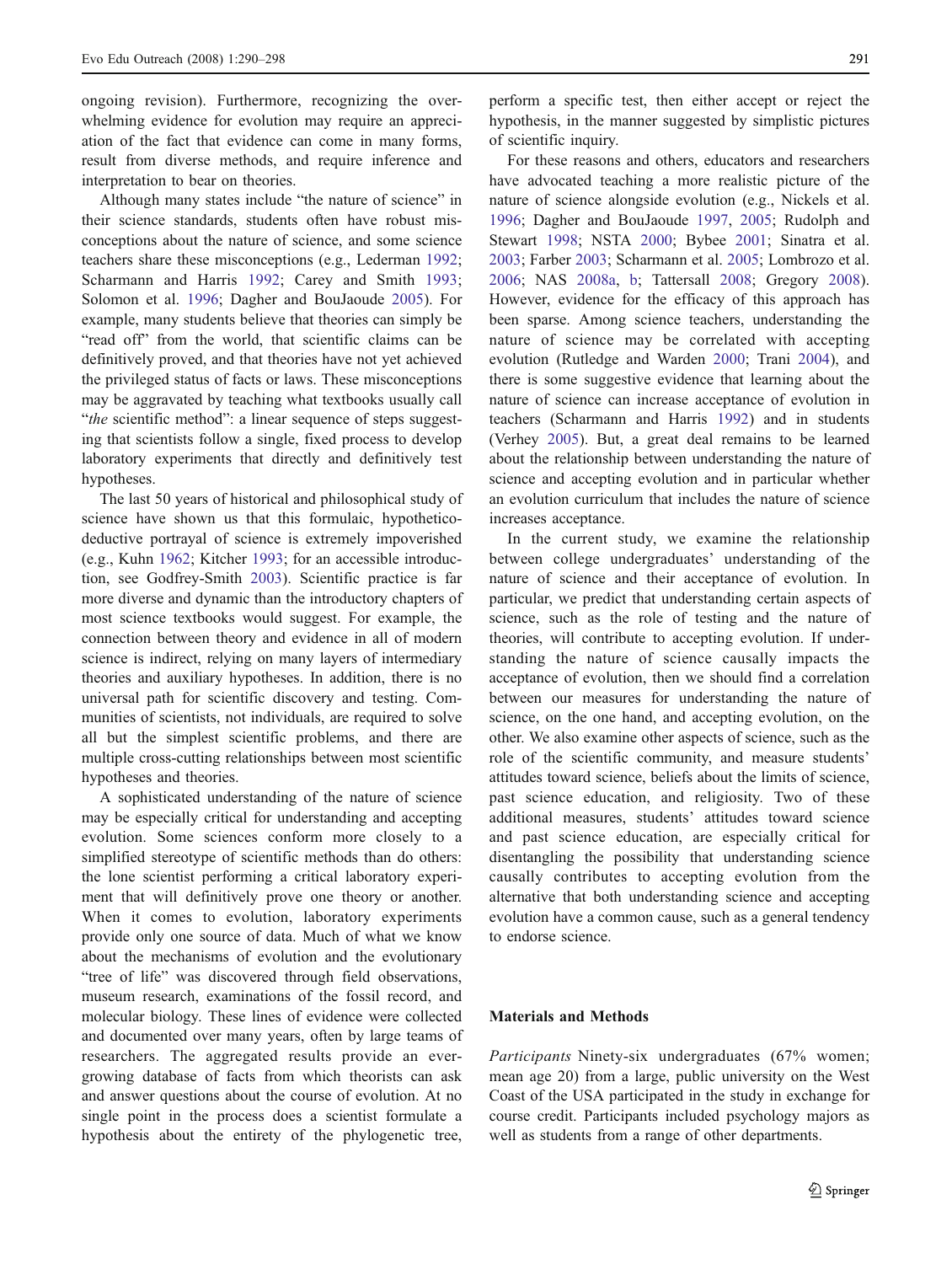ongoing revision). Furthermore, recognizing the overwhelming evidence for evolution may require an appreciation of the fact that evidence can come in many forms, result from diverse methods, and require inference and interpretation to bear on theories.

Although many states include "the nature of science" in their science standards, students often have robust misconceptions about the nature of science, and some science teachers share these misconceptions (e.g., Lederman 1992; Scharmann and Harris 1992; Carey and Smith 1993; Solomon et al. 1996; Dagher and BouJaoude 2005). For example, many students believe that theories can simply be "read off" from the world, that scientific claims can be definitively proved, and that theories have not yet achieved the privileged status of facts or laws. These misconceptions may be aggravated by teaching what textbooks usually call "*the* scientific method": a linear sequence of steps suggesting that scientists follow a single, fixed process to develop laboratory experiments that directly and definitively test hypotheses.

The last 50 years of historical and philosophical study of science have shown us that this formulaic, hypothetico-deductive portrayal of science is extremely impoverished (e.g., Kuhn 1962; Kitcher 1993; for an accessible introduction, see Godfrey-Smith 2003). Scientific practice is far more diverse and dynamic than the introductory chapters of most science textbooks would suggest. For example, the connection between theory and evidence in all of modern science is indirect, relying on many layers of intermediary theories and auxiliary hypotheses. In addition, there is no universal path for scientific discovery and testing. Communities of scientists, not individuals, are required to solve all but the simplest scientific problems, and there are multiple cross-cutting relationships between most scientific hypotheses and theories.

A sophisticated understanding of the nature of science may be especially critical for understanding and accepting evolution. Some sciences conform more closely to a simplified stereotype of scientific methods than do others: the lone scientist performing a critical laboratory experiment that will definitively prove one theory or another. When it comes to evolution, laboratory experiments provide only one source of data. Much of what we know about the mechanisms of evolution and the evolutionary "tree of life" was discovered through field observations, museum research, examinations of the fossil record, and molecular biology. These lines of evidence were collected and documented over many years, often by large teams of researchers. The aggregated results provide an ever-growing database of facts from which theorists can ask and answer questions about the course of evolution. At no single point in the process does a scientist formulate a hypothesis about the entirety of the phylogenetic tree, perform a specific test, then either accept or reject the hypothesis, in the manner suggested by simplistic pictures of scientific inquiry.

For these reasons and others, educators and researchers have advocated teaching a more realistic picture of the nature of science alongside evolution (e.g., Nickels et al. 1996; Dagher and BouJaoude 1997, 2005; Rudolph and Stewart 1998; NSTA 2000; Bybee 2001; Sinatra et al. 2003; Farber 2003; Scharmann et al. 2005; Lombrozo et al. 2006; NAS 2008a, b; Tattersall 2008; Gregory 2008). However, evidence for the efficacy of this approach has been sparse. Among science teachers, understanding the nature of science may be correlated with accepting evolution (Rutledge and Warden 2000; Trani 2004), and there is some suggestive evidence that learning about the nature of science can increase acceptance of evolution in teachers (Scharmann and Harris 1992) and in students (Verhey 2005). But, a great deal remains to be learned about the relationship between understanding the nature of science and accepting evolution and in particular whether an evolution curriculum that includes the nature of science increases acceptance.

In the current study, we examine the relationship between college undergraduates' understanding of the nature of science and their acceptance of evolution. In particular, we predict that understanding certain aspects of science, such as the role of testing and the nature of theories, will contribute to accepting evolution. If understanding the nature of science causally impacts the acceptance of evolution, then we should find a correlation between our measures for understanding the nature of science, on the one hand, and accepting evolution, on the other. We also examine other aspects of science, such as the role of the scientific community, and measure students' attitudes toward science, beliefs about the limits of science, past science education, and religiosity. Two of these additional measures, students' attitudes toward science and past science education, are especially critical for disentangling the possibility that understanding science causally contributes to accepting evolution from the alternative that both understanding science and accepting evolution have a common cause, such as a general tendency to endorse science.

## Materials and Methods

*Participants* Ninety-six undergraduates (67% women; mean age 20) from a large, public university on the West Coast of the USA participated in the study in exchange for course credit. Participants included psychology majors as well as students from a range of other departments.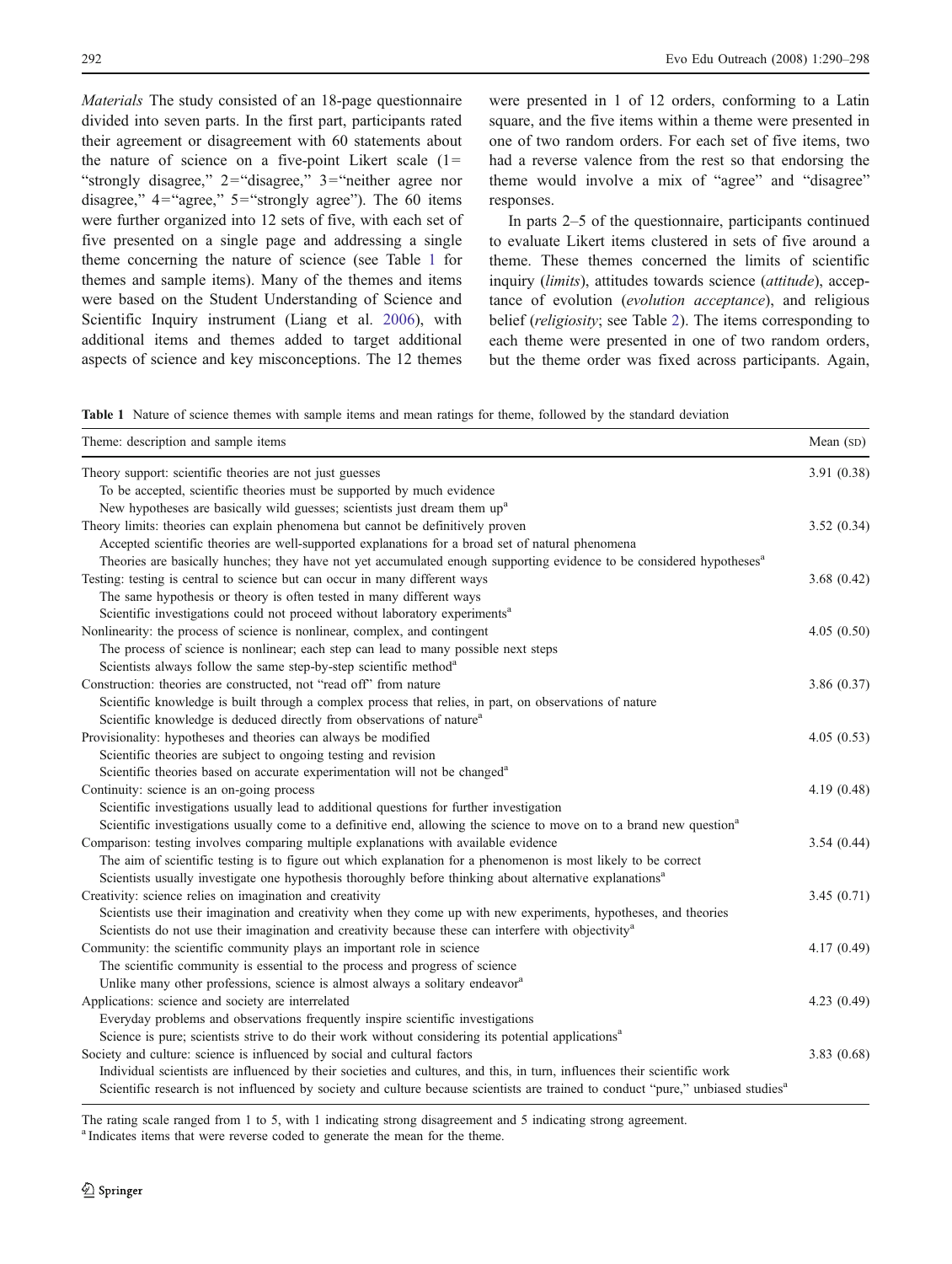*Materials* The study consisted of an 18-page questionnaire divided into seven parts. In the first part, participants rated their agreement or disagreement with 60 statements about the nature of science on a five-point Likert scale (1= "strongly disagree," 2="disagree," 3="neither agree nor disagree," 4="agree," 5="strongly agree"). The 60 items were further organized into 12 sets of five, with each set of five presented on a single page and addressing a single theme concerning the nature of science (see Table 1 for themes and sample items). Many of the themes and items were based on the Student Understanding of Science and Scientific Inquiry instrument (Liang et al. 2006), with additional items and themes added to target additional aspects of science and key misconceptions. The 12 themes were presented in 1 of 12 orders, conforming to a Latin square, and the five items within a theme were presented in one of two random orders. For each set of five items, two had a reverse valence from the rest so that endorsing the theme would involve a mix of "agree" and "disagree" responses.

In parts 2–5 of the questionnaire, participants continued to evaluate Likert items clustered in sets of five around a theme. These themes concerned the limits of scientific inquiry (*limits*), attitudes towards science (*attitude*), acceptance of evolution (*evolution acceptance*), and religious belief (*religiosity*; see Table 2). The items corresponding to each theme were presented in one of two random orders, but the theme order was fixed across participants. Again,

**Table 1** Nature of science themes with sample items and mean ratings for theme, followed by the standard deviation

| Theme: description and sample items | Mean (SD) |
|---|---|
| Theory support: scientific theories are not just guesses | 3.91 (0.38) |
| To be accepted, scientific theories must be supported by much evidence | |
| New hypotheses are basically wild guesses; scientists just dream them up[a] | |
| Theory limits: theories can explain phenomena but cannot be definitively proven | 3.52 (0.34) |
| Accepted scientific theories are well-supported explanations for a broad set of natural phenomena | |
| Theories are basically hunches; they have not yet accumulated enough supporting evidence to be considered hypotheses[a] | |
| Testing: testing is central to science but can occur in many different ways | 3.68 (0.42) |
| The same hypothesis or theory is often tested in many different ways | |
| Scientific investigations could not proceed without laboratory experiments[a] | |
| Nonlinearity: the process of science is nonlinear, complex, and contingent | 4.05 (0.50) |
| The process of science is nonlinear; each step can lead to many possible next steps | |
| Scientists always follow the same step-by-step scientific method[a] | |
| Construction: theories are constructed, not "read off" from nature | 3.86 (0.37) |
| Scientific knowledge is built through a complex process that relies, in part, on observations of nature | |
| Scientific knowledge is deduced directly from observations of nature[a] | |
| Provisionality: hypotheses and theories can always be modified | 4.05 (0.53) |
| Scientific theories are subject to ongoing testing and revision | |
| Scientific theories based on accurate experimentation will not be changed[a] | |
| Continuity: science is an on-going process | 4.19 (0.48) |
| Scientific investigations usually lead to additional questions for further investigation | |
| Scientific investigations usually come to a definitive end, allowing the science to move on to a brand new question[a] | |
| Comparison: testing involves comparing multiple explanations with available evidence | 3.54 (0.44) |
| The aim of scientific testing is to figure out which explanation for a phenomenon is most likely to be correct | |
| Scientists usually investigate one hypothesis thoroughly before thinking about alternative explanations[a] | |
| Creativity: science relies on imagination and creativity | 3.45 (0.71) |
| Scientists use their imagination and creativity when they come up with new experiments, hypotheses, and theories | |
| Scientists do not use their imagination and creativity because these can interfere with objectivity[a] | |
| Community: the scientific community plays an important role in science | 4.17 (0.49) |
| The scientific community is essential to the process and progress of science | |
| Unlike many other professions, science is almost always a solitary endeavor[a] | |
| Applications: science and society are interrelated | 4.23 (0.49) |
| Everyday problems and observations frequently inspire scientific investigations | |
| Science is pure; scientists strive to do their work without considering its potential applications[a] | |
| Society and culture: science is influenced by social and cultural factors | 3.83 (0.68) |
| Individual scientists are influenced by their societies and cultures, and this, in turn, influences their scientific work | |
| Scientific research is not influenced by society and culture because scientists are trained to conduct "pure," unbiased studies[a] | |

The rating scale ranged from 1 to 5, with 1 indicating strong disagreement and 5 indicating strong agreement.

[a] Indicates items that were reverse coded to generate the mean for the theme.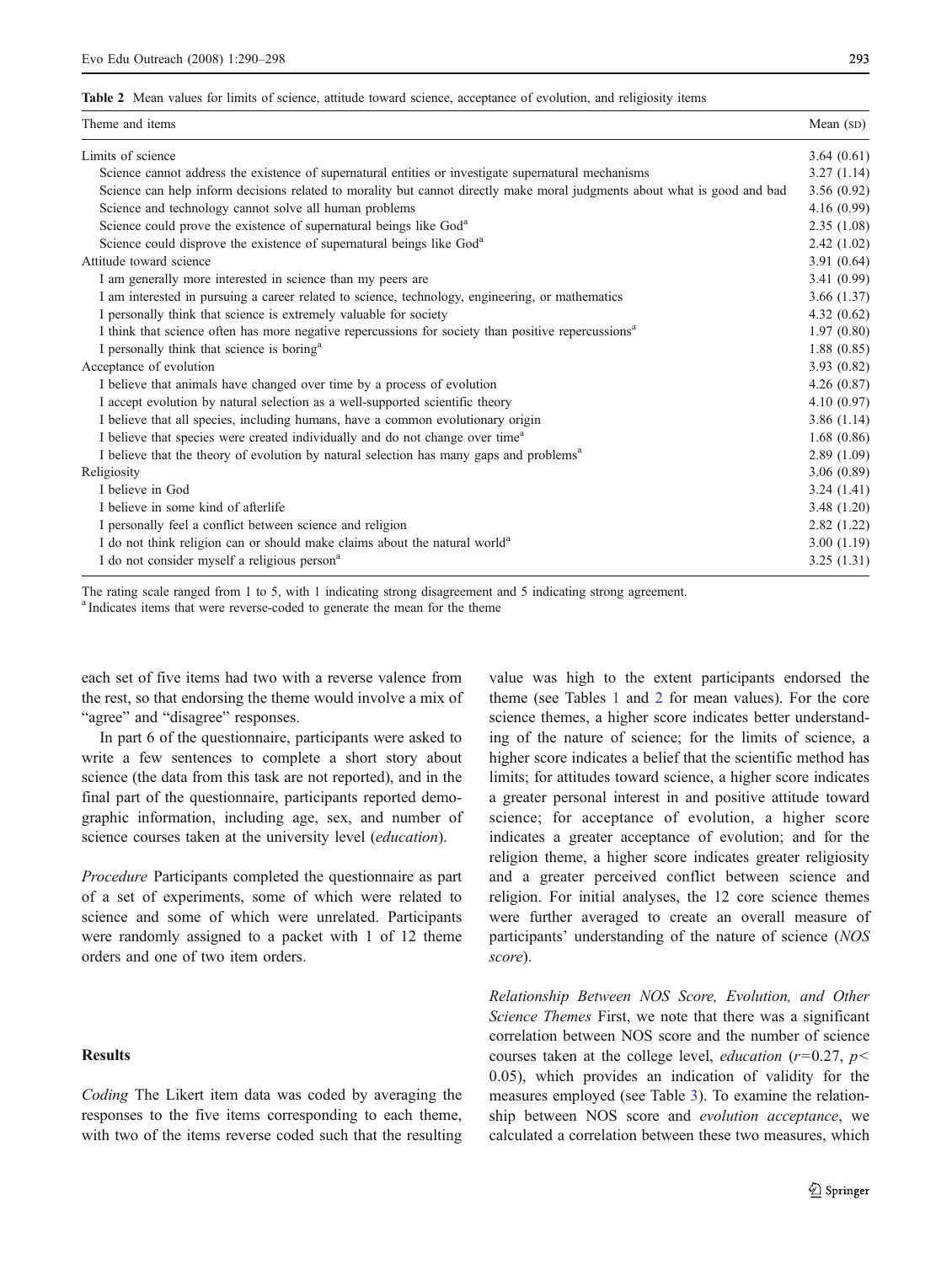**Table 2** Mean values for limits of science, attitude toward science, acceptance of evolution, and religiosity items

| Theme and items | Mean (SD) |
|---|---|
| Limits of science | 3.64 (0.61) |
| Science cannot address the existence of supernatural entities or investigate supernatural mechanisms | 3.27 (1.14) |
| Science can help inform decisions related to morality but cannot directly make moral judgments about what is good and bad | 3.56 (0.92) |
| Science and technology cannot solve all human problems | 4.16 (0.99) |
| Science could prove the existence of supernatural beings like God[a] | 2.35 (1.08) |
| Science could disprove the existence of supernatural beings like God[a] | 2.42 (1.02) |
| Attitude toward science | 3.91 (0.64) |
| I am generally more interested in science than my peers are | 3.41 (0.99) |
| I am interested in pursuing a career related to science, technology, engineering, or mathematics | 3.66 (1.37) |
| I personally think that science is extremely valuable for society | 4.32 (0.62) |
| I think that science often has more negative repercussions for society than positive repercussions[a] | 1.97 (0.80) |
| I personally think that science is boring[a] | 1.88 (0.85) |
| Acceptance of evolution | 3.93 (0.82) |
| I believe that animals have changed over time by a process of evolution | 4.26 (0.87) |
| I accept evolution by natural selection as a well-supported scientific theory | 4.10 (0.97) |
| I believe that all species, including humans, have a common evolutionary origin | 3.86 (1.14) |
| I believe that species were created individually and do not change over time[a] | 1.68 (0.86) |
| I believe that the theory of evolution by natural selection has many gaps and problems[a] | 2.89 (1.09) |
| Religiosity | 3.06 (0.89) |
| I believe in God | 3.24 (1.41) |
| I believe in some kind of afterlife | 3.48 (1.20) |
| I personally feel a conflict between science and religion | 2.82 (1.22) |
| I do not think religion can or should make claims about the natural world[a] | 3.00 (1.19) |
| I do not consider myself a religious person[a] | 3.25 (1.31) |

The rating scale ranged from 1 to 5, with 1 indicating strong disagreement and 5 indicating strong agreement.
[a] Indicates items that were reverse-coded to generate the mean for the theme

each set of five items had two with a reverse valence from the rest, so that endorsing the theme would involve a mix of "agree" and "disagree" responses.

In part 6 of the questionnaire, participants were asked to write a few sentences to complete a short story about science (the data from this task are not reported), and in the final part of the questionnaire, participants reported demographic information, including age, sex, and number of science courses taken at the university level (*education*).

*Procedure* Participants completed the questionnaire as part of a set of experiments, some of which were related to science and some of which were unrelated. Participants were randomly assigned to a packet with 1 of 12 theme orders and one of two item orders.

## Results

*Coding* The Likert item data was coded by averaging the responses to the five items corresponding to each theme, with two of the items reverse coded such that the resulting value was high to the extent participants endorsed the theme (see Tables 1 and 2 for mean values). For the core science themes, a higher score indicates better understanding of the nature of science; for the limits of science, a higher score indicates a belief that the scientific method has limits; for attitudes toward science, a higher score indicates a greater personal interest in and positive attitude toward science; for acceptance of evolution, a higher score indicates a greater acceptance of evolution; and for the religion theme, a higher score indicates greater religiosity and a greater perceived conflict between science and religion. For initial analyses, the 12 core science themes were further averaged to create an overall measure of participants' understanding of the nature of science (*NOS score*).

*Relationship Between NOS Score, Evolution, and Other Science Themes* First, we note that there was a significant correlation between NOS score and the number of science courses taken at the college level, *education* ($r=0.27$, $p<0.05$), which provides an indication of validity for the measures employed (see Table 3). To examine the relationship between NOS score and *evolution acceptance*, we calculated a correlation between these two measures, which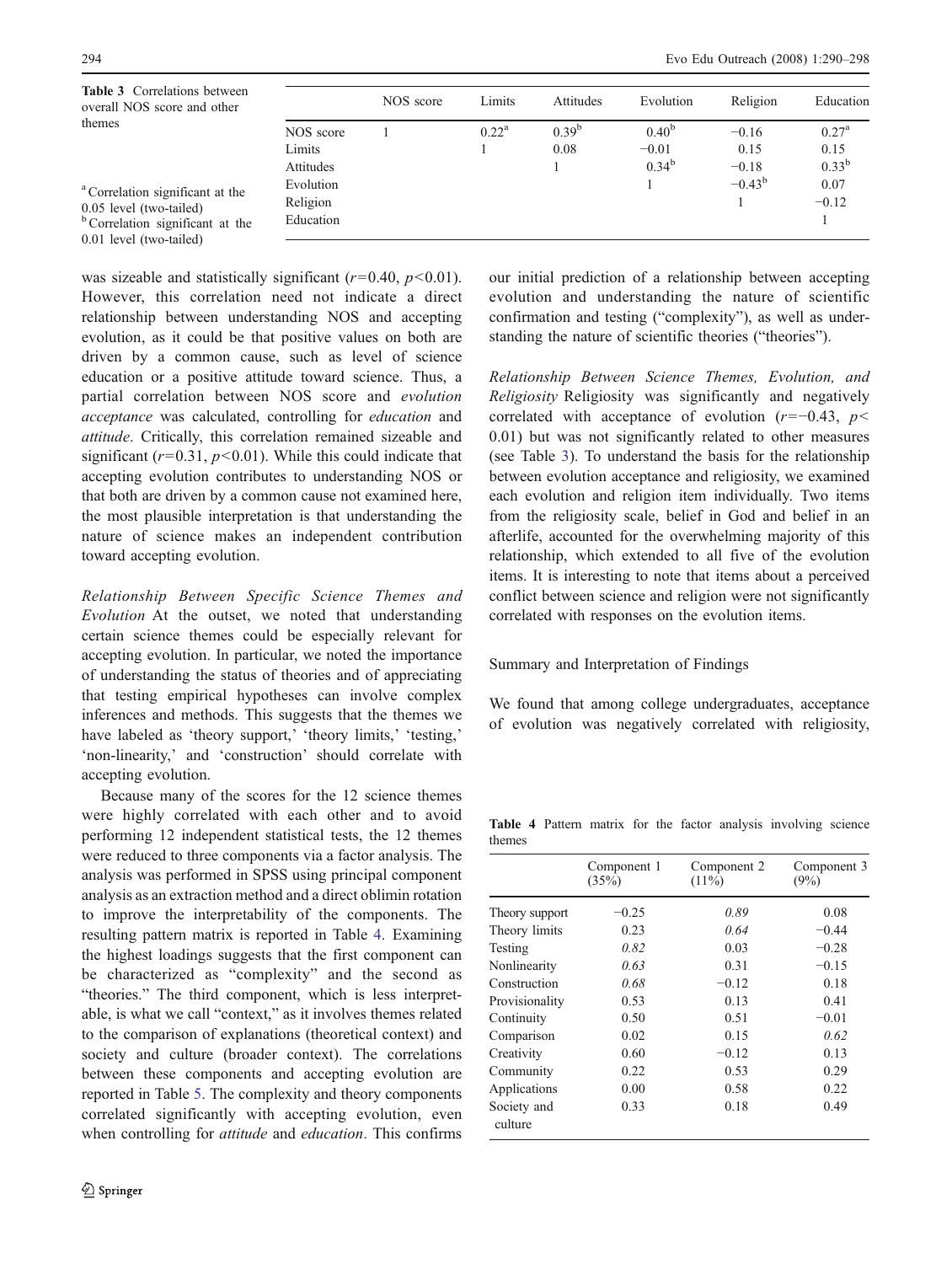**Table 3** Correlations between overall NOS score and other themes

| | NOS score | Limits | Attitudes | Evolution | Religion | Education |
|---|---|---|---|---|---|---|
| NOS score | 1 | 0.22[a] | 0.39[b] | 0.40[b] | −0.16 | 0.27[a] |
| Limits | | 1 | 0.08 | −0.01 | 0.15 | 0.15 |
| Attitudes | | | 1 | 0.34[b] | −0.18 | 0.33[b] |
| Evolution | | | | 1 | −0.43[b] | 0.07 |
| Religion | | | | | 1 | −0.12 |
| Education | | | | | | 1 |

[a] Correlation significant at the 0.05 level (two-tailed)
[b] Correlation significant at the 0.01 level (two-tailed)

was sizeable and statistically significant ($r$=0.40, $p$<0.01). However, this correlation need not indicate a direct relationship between understanding NOS and accepting evolution, as it could be that positive values on both are driven by a common cause, such as level of science education or a positive attitude toward science. Thus, a partial correlation between NOS score and *evolution acceptance* was calculated, controlling for *education* and *attitude*. Critically, this correlation remained sizeable and significant ($r$=0.31, $p$<0.01). While this could indicate that accepting evolution contributes to understanding NOS or that both are driven by a common cause not examined here, the most plausible interpretation is that understanding the nature of science makes an independent contribution toward accepting evolution.

*Relationship Between Specific Science Themes and Evolution* At the outset, we noted that understanding certain science themes could be especially relevant for accepting evolution. In particular, we noted the importance of understanding the status of theories and of appreciating that testing empirical hypotheses can involve complex inferences and methods. This suggests that the themes we have labeled as 'theory support,' 'theory limits,' 'testing,' 'non-linearity,' and 'construction' should correlate with accepting evolution.

Because many of the scores for the 12 science themes were highly correlated with each other and to avoid performing 12 independent statistical tests, the 12 themes were reduced to three components via a factor analysis. The analysis was performed in SPSS using principal component analysis as an extraction method and a direct oblimin rotation to improve the interpretability of the components. The resulting pattern matrix is reported in Table 4. Examining the highest loadings suggests that the first component can be characterized as "complexity" and the second as "theories." The third component, which is less interpretable, is what we call "context," as it involves themes related to the comparison of explanations (theoretical context) and society and culture (broader context). The correlations between these components and accepting evolution are reported in Table 5. The complexity and theory components correlated significantly with accepting evolution, even when controlling for *attitude* and *education*. This confirms our initial prediction of a relationship between accepting evolution and understanding the nature of scientific confirmation and testing ("complexity"), as well as understanding the nature of scientific theories ("theories").

*Relationship Between Science Themes, Evolution, and Religiosity* Religiosity was significantly and negatively correlated with acceptance of evolution ($r$=−0.43, $p$< 0.01) but was not significantly related to other measures (see Table 3). To understand the basis for the relationship between evolution acceptance and religiosity, we examined each evolution and religion item individually. Two items from the religiosity scale, belief in God and belief in an afterlife, accounted for the overwhelming majority of this relationship, which extended to all five of the evolution items. It is interesting to note that items about a perceived conflict between science and religion were not significantly correlated with responses on the evolution items.

## Summary and Interpretation of Findings

We found that among college undergraduates, acceptance of evolution was negatively correlated with religiosity,

**Table 4** Pattern matrix for the factor analysis involving science themes

| | Component 1 (35%) | Component 2 (11%) | Component 3 (9%) |
|---|---|---|---|
| Theory support | −0.25 | *0.89* | 0.08 |
| Theory limits | 0.23 | *0.64* | −0.44 |
| Testing | *0.82* | 0.03 | −0.28 |
| Nonlinearity | *0.63* | 0.31 | −0.15 |
| Construction | *0.68* | −0.12 | 0.18 |
| Provisionality | 0.53 | 0.13 | 0.41 |
| Continuity | 0.50 | 0.51 | −0.01 |
| Comparison | 0.02 | 0.15 | *0.62* |
| Creativity | 0.60 | −0.12 | 0.13 |
| Community | 0.22 | 0.53 | 0.29 |
| Applications | 0.00 | 0.58 | 0.22 |
| Society and culture | 0.33 | 0.18 | 0.49 |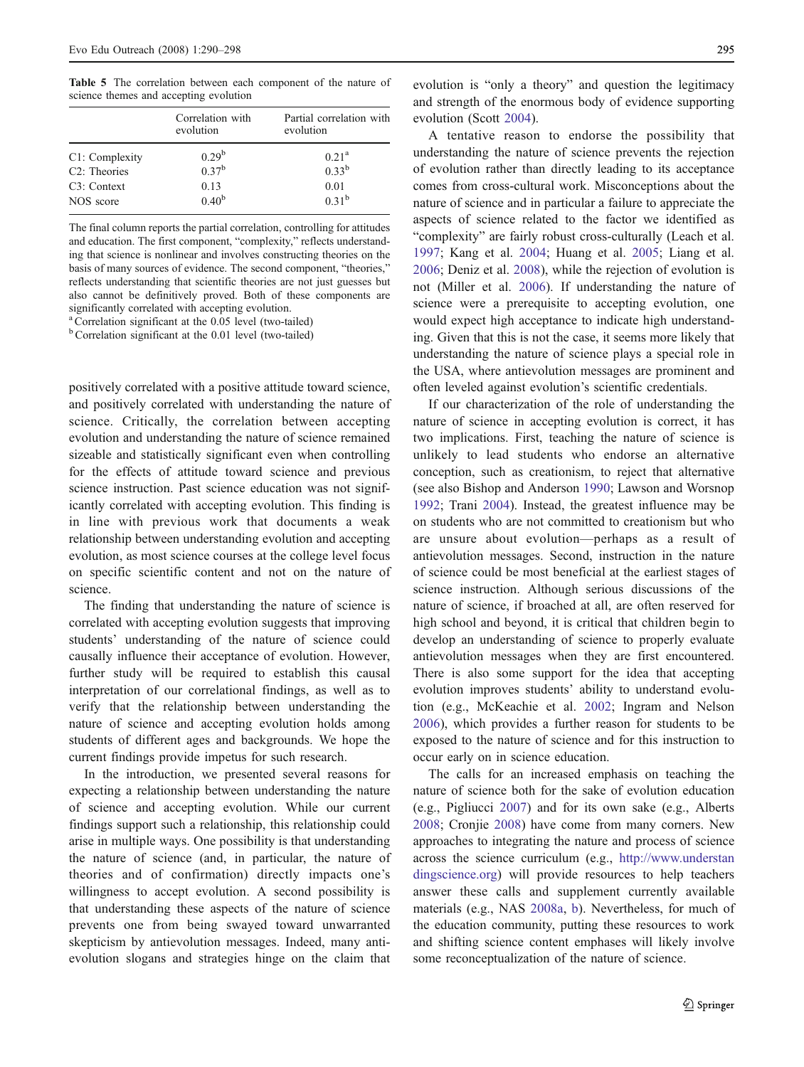**Table 5** The correlation between each component of the nature of science themes and accepting evolution

| | Correlation with evolution | Partial correlation with evolution |
|---|---|---|
| C1: Complexity | 0.29[b] | 0.21[a] |
| C2: Theories | 0.37[b] | 0.33[b] |
| C3: Context | 0.13 | 0.01 |
| NOS score | 0.40[b] | 0.31[b] |

The final column reports the partial correlation, controlling for attitudes and education. The first component, "complexity," reflects understanding that science is nonlinear and involves constructing theories on the basis of many sources of evidence. The second component, "theories," reflects understanding that scientific theories are not just guesses but also cannot be definitively proved. Both of these components are significantly correlated with accepting evolution.

[a] Correlation significant at the 0.05 level (two-tailed)

[b] Correlation significant at the 0.01 level (two-tailed)

positively correlated with a positive attitude toward science, and positively correlated with understanding the nature of science. Critically, the correlation between accepting evolution and understanding the nature of science remained sizeable and statistically significant even when controlling for the effects of attitude toward science and previous science instruction. Past science education was not significantly correlated with accepting evolution. This finding is in line with previous work that documents a weak relationship between understanding evolution and accepting evolution, as most science courses at the college level focus on specific scientific content and not on the nature of science.

The finding that understanding the nature of science is correlated with accepting evolution suggests that improving students' understanding of the nature of science could causally influence their acceptance of evolution. However, further study will be required to establish this causal interpretation of our correlational findings, as well as to verify that the relationship between understanding the nature of science and accepting evolution holds among students of different ages and backgrounds. We hope the current findings provide impetus for such research.

In the introduction, we presented several reasons for expecting a relationship between understanding the nature of science and accepting evolution. While our current findings support such a relationship, this relationship could arise in multiple ways. One possibility is that understanding the nature of science (and, in particular, the nature of theories and of confirmation) directly impacts one's willingness to accept evolution. A second possibility is that understanding these aspects of the nature of science prevents one from being swayed toward unwarranted skepticism by antievolution messages. Indeed, many antievolution slogans and strategies hinge on the claim that evolution is "only a theory" and question the legitimacy and strength of the enormous body of evidence supporting evolution (Scott 2004).

A tentative reason to endorse the possibility that understanding the nature of science prevents the rejection of evolution rather than directly leading to its acceptance comes from cross-cultural work. Misconceptions about the nature of science and in particular a failure to appreciate the aspects of science related to the factor we identified as "complexity" are fairly robust cross-culturally (Leach et al. 1997; Kang et al. 2004; Huang et al. 2005; Liang et al. 2006; Deniz et al. 2008), while the rejection of evolution is not (Miller et al. 2006). If understanding the nature of science were a prerequisite to accepting evolution, one would expect high acceptance to indicate high understanding. Given that this is not the case, it seems more likely that understanding the nature of science plays a special role in the USA, where antievolution messages are prominent and often leveled against evolution's scientific credentials.

If our characterization of the role of understanding the nature of science in accepting evolution is correct, it has two implications. First, teaching the nature of science is unlikely to lead students who endorse an alternative conception, such as creationism, to reject that alternative (see also Bishop and Anderson 1990; Lawson and Worsnop 1992; Trani 2004). Instead, the greatest influence may be on students who are not committed to creationism but who are unsure about evolution—perhaps as a result of antievolution messages. Second, instruction in the nature of science could be most beneficial at the earliest stages of science instruction. Although serious discussions of the nature of science, if broached at all, are often reserved for high school and beyond, it is critical that children begin to develop an understanding of science to properly evaluate antievolution messages when they are first encountered. There is also some support for the idea that accepting evolution improves students' ability to understand evolution (e.g., McKeachie et al. 2002; Ingram and Nelson 2006), which provides a further reason for students to be exposed to the nature of science and for this instruction to occur early on in science education.

The calls for an increased emphasis on teaching the nature of science both for the sake of evolution education (e.g., Pigliucci 2007) and for its own sake (e.g., Alberts 2008; Cronjie 2008) have come from many corners. New approaches to integrating the nature and process of science across the science curriculum (e.g., http://www.understandingscience.org) will provide resources to help teachers answer these calls and supplement currently available materials (e.g., NAS 2008a, b). Nevertheless, for much of the education community, putting these resources to work and shifting science content emphases will likely involve some reconceptualization of the nature of science.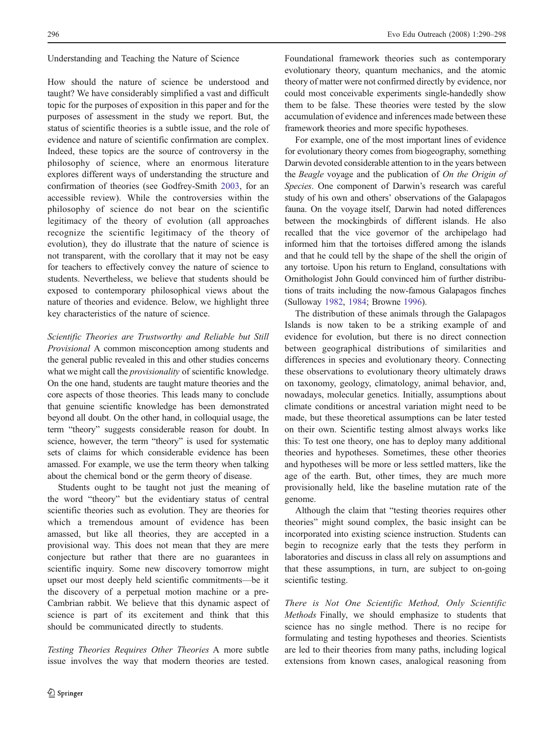## Understanding and Teaching the Nature of Science

How should the nature of science be understood and taught? We have considerably simplified a vast and difficult topic for the purposes of exposition in this paper and for the purposes of assessment in the study we report. But, the status of scientific theories is a subtle issue, and the role of evidence and nature of scientific confirmation are complex. Indeed, these topics are the source of controversy in the philosophy of science, where an enormous literature explores different ways of understanding the structure and confirmation of theories (see Godfrey-Smith 2003, for an accessible review). While the controversies within the philosophy of science do not bear on the scientific legitimacy of the theory of evolution (all approaches recognize the scientific legitimacy of the theory of evolution), they do illustrate that the nature of science is not transparent, with the corollary that it may not be easy for teachers to effectively convey the nature of science to students. Nevertheless, we believe that students should be exposed to contemporary philosophical views about the nature of theories and evidence. Below, we highlight three key characteristics of the nature of science.

*Scientific Theories are Trustworthy and Reliable but Still Provisional* A common misconception among students and the general public revealed in this and other studies concerns what we might call the *provisionality* of scientific knowledge. On the one hand, students are taught mature theories and the core aspects of those theories. This leads many to conclude that genuine scientific knowledge has been demonstrated beyond all doubt. On the other hand, in colloquial usage, the term "theory" suggests considerable reason for doubt. In science, however, the term "theory" is used for systematic sets of claims for which considerable evidence has been amassed. For example, we use the term theory when talking about the chemical bond or the germ theory of disease.

Students ought to be taught not just the meaning of the word "theory" but the evidentiary status of central scientific theories such as evolution. They are theories for which a tremendous amount of evidence has been amassed, but like all theories, they are accepted in a provisional way. This does not mean that they are mere conjecture but rather that there are no guarantees in scientific inquiry. Some new discovery tomorrow might upset our most deeply held scientific commitments—be it the discovery of a perpetual motion machine or a pre-Cambrian rabbit. We believe that this dynamic aspect of science is part of its excitement and think that this should be communicated directly to students.

*Testing Theories Requires Other Theories* A more subtle issue involves the way that modern theories are tested. Foundational framework theories such as contemporary evolutionary theory, quantum mechanics, and the atomic theory of matter were not confirmed directly by evidence, nor could most conceivable experiments single-handedly show them to be false. These theories were tested by the slow accumulation of evidence and inferences made between these framework theories and more specific hypotheses.

For example, one of the most important lines of evidence for evolutionary theory comes from biogeography, something Darwin devoted considerable attention to in the years between the *Beagle* voyage and the publication of *On the Origin of Species*. One component of Darwin's research was careful study of his own and others' observations of the Galapagos fauna. On the voyage itself, Darwin had noted differences between the mockingbirds of different islands. He also recalled that the vice governor of the archipelago had informed him that the tortoises differed among the islands and that he could tell by the shape of the shell the origin of any tortoise. Upon his return to England, consultations with Ornithologist John Gould convinced him of further distributions of traits including the now-famous Galapagos finches (Sulloway 1982, 1984; Browne 1996).

The distribution of these animals through the Galapagos Islands is now taken to be a striking example of and evidence for evolution, but there is no direct connection between geographical distributions of similarities and differences in species and evolutionary theory. Connecting these observations to evolutionary theory ultimately draws on taxonomy, geology, climatology, animal behavior, and, nowadays, molecular genetics. Initially, assumptions about climate conditions or ancestral variation might need to be made, but these theoretical assumptions can be later tested on their own. Scientific testing almost always works like this: To test one theory, one has to deploy many additional theories and hypotheses. Sometimes, these other theories and hypotheses will be more or less settled matters, like the age of the earth. But, other times, they are much more provisionally held, like the baseline mutation rate of the genome.

Although the claim that "testing theories requires other theories" might sound complex, the basic insight can be incorporated into existing science instruction. Students can begin to recognize early that the tests they perform in laboratories and discuss in class all rely on assumptions and that these assumptions, in turn, are subject to on-going scientific testing.

*There is Not One Scientific Method, Only Scientific Methods* Finally, we should emphasize to students that science has no single method. There is no recipe for formulating and testing hypotheses and theories. Scientists are led to their theories from many paths, including logical extensions from known cases, analogical reasoning from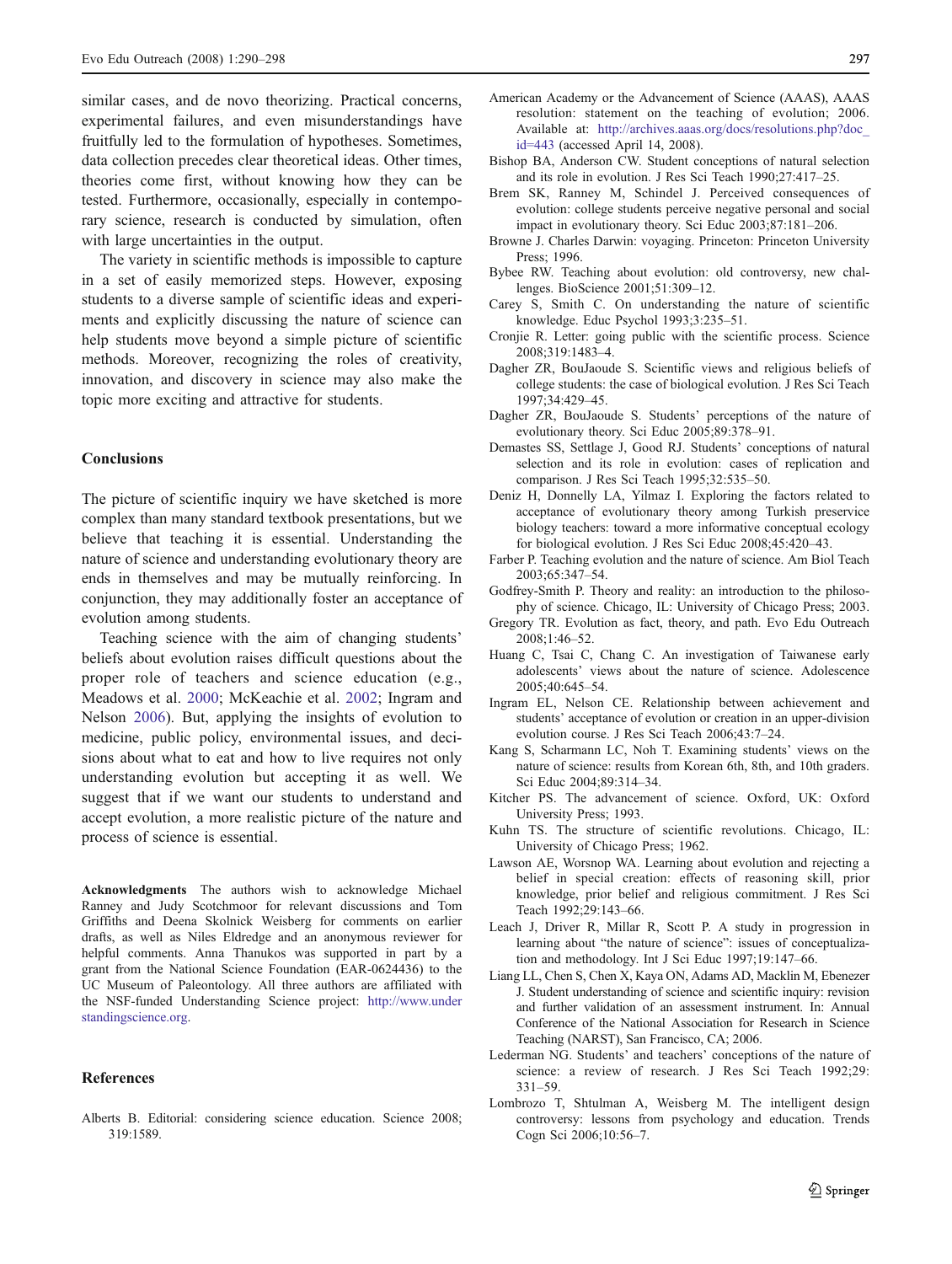similar cases, and de novo theorizing. Practical concerns, experimental failures, and even misunderstandings have fruitfully led to the formulation of hypotheses. Sometimes, data collection precedes clear theoretical ideas. Other times, theories come first, without knowing how they can be tested. Furthermore, occasionally, especially in contemporary science, research is conducted by simulation, often with large uncertainties in the output.

The variety in scientific methods is impossible to capture in a set of easily memorized steps. However, exposing students to a diverse sample of scientific ideas and experiments and explicitly discussing the nature of science can help students move beyond a simple picture of scientific methods. Moreover, recognizing the roles of creativity, innovation, and discovery in science may also make the topic more exciting and attractive for students.

## Conclusions

The picture of scientific inquiry we have sketched is more complex than many standard textbook presentations, but we believe that teaching it is essential. Understanding the nature of science and understanding evolutionary theory are ends in themselves and may be mutually reinforcing. In conjunction, they may additionally foster an acceptance of evolution among students.

Teaching science with the aim of changing students' beliefs about evolution raises difficult questions about the proper role of teachers and science education (e.g., Meadows et al. 2000; McKeachie et al. 2002; Ingram and Nelson 2006). But, applying the insights of evolution to medicine, public policy, environmental issues, and decisions about what to eat and how to live requires not only understanding evolution but accepting it as well. We suggest that if we want our students to understand and accept evolution, a more realistic picture of the nature and process of science is essential.

**Acknowledgments** The authors wish to acknowledge Michael Ranney and Judy Scotchmoor for relevant discussions and Tom Griffiths and Deena Skolnick Weisberg for comments on earlier drafts, as well as Niles Eldredge and an anonymous reviewer for helpful comments. Anna Thanukos was supported in part by a grant from the National Science Foundation (EAR-0624436) to the UC Museum of Paleontology. All three authors are affiliated with the NSF-funded Understanding Science project: http://www.understandingscience.org.

## References

Alberts B. Editorial: considering science education. Science 2008; 319:1589.

American Academy or the Advancement of Science (AAAS), AAAS resolution: statement on the teaching of evolution; 2006. Available at: http://archives.aaas.org/docs/resolutions.php?doc_id=443 (accessed April 14, 2008).

Bishop BA, Anderson CW. Student conceptions of natural selection and its role in evolution. J Res Sci Teach 1990;27:417–25.

Brem SK, Ranney M, Schindel J. Perceived consequences of evolution: college students perceive negative personal and social impact in evolutionary theory. Sci Educ 2003;87:181–206.

Browne J. Charles Darwin: voyaging. Princeton: Princeton University Press; 1996.

Bybee RW. Teaching about evolution: old controversy, new challenges. BioScience 2001;51:309–12.

Carey S, Smith C. On understanding the nature of scientific knowledge. Educ Psychol 1993;3:235–51.

Cronjie R. Letter: going public with the scientific process. Science 2008;319:1483–4.

Dagher ZR, BouJaoude S. Scientific views and religious beliefs of college students: the case of biological evolution. J Res Sci Teach 1997;34:429–45.

Dagher ZR, BouJaoude S. Students' perceptions of the nature of evolutionary theory. Sci Educ 2005;89:378–91.

Demastes SS, Settlage J, Good RJ. Students' conceptions of natural selection and its role in evolution: cases of replication and comparison. J Res Sci Teach 1995;32:535–50.

Deniz H, Donnelly LA, Yilmaz I. Exploring the factors related to acceptance of evolutionary theory among Turkish preservice biology teachers: toward a more informative conceptual ecology for biological evolution. J Res Sci Educ 2008;45:420–43.

Farber P. Teaching evolution and the nature of science. Am Biol Teach 2003;65:347–54.

Godfrey-Smith P. Theory and reality: an introduction to the philosophy of science. Chicago, IL: University of Chicago Press; 2003.

Gregory TR. Evolution as fact, theory, and path. Evo Edu Outreach 2008;1:46–52.

Huang C, Tsai C, Chang C. An investigation of Taiwanese early adolescents' views about the nature of science. Adolescence 2005;40:645–54.

Ingram EL, Nelson CE. Relationship between achievement and students' acceptance of evolution or creation in an upper-division evolution course. J Res Sci Teach 2006;43:7–24.

Kang S, Scharmann LC, Noh T. Examining students' views on the nature of science: results from Korean 6th, 8th, and 10th graders. Sci Educ 2004;89:314–34.

Kitcher PS. The advancement of science. Oxford, UK: Oxford University Press; 1993.

Kuhn TS. The structure of scientific revolutions. Chicago, IL: University of Chicago Press; 1962.

Lawson AE, Worsnop WA. Learning about evolution and rejecting a belief in special creation: effects of reasoning skill, prior knowledge, prior belief and religious commitment. J Res Sci Teach 1992;29:143–66.

Leach J, Driver R, Millar R, Scott P. A study in progression in learning about "the nature of science": issues of conceptualization and methodology. Int J Sci Educ 1997;19:147–66.

Liang LL, Chen S, Chen X, Kaya ON, Adams AD, Macklin M, Ebenezer J. Student understanding of science and scientific inquiry: revision and further validation of an assessment instrument. In: Annual Conference of the National Association for Research in Science Teaching (NARST), San Francisco, CA; 2006.

Lederman NG. Students' and teachers' conceptions of the nature of science: a review of research. J Res Sci Teach 1992;29: 331–59.

Lombrozo T, Shtulman A, Weisberg M. The intelligent design controversy: lessons from psychology and education. Trends Cogn Sci 2006;10:56–7.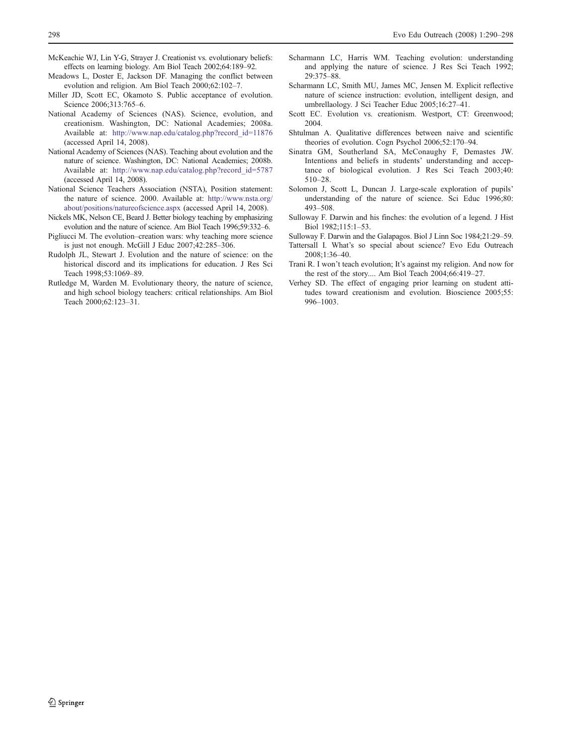McKeachie WJ, Lin Y-G, Strayer J. Creationist vs. evolutionary beliefs: effects on learning biology. Am Biol Teach 2002;64:189–92.

Meadows L, Doster E, Jackson DF. Managing the conflict between evolution and religion. Am Biol Teach 2000;62:102–7.

Miller JD, Scott EC, Okamoto S. Public acceptance of evolution. Science 2006;313:765–6.

National Academy of Sciences (NAS). Science, evolution, and creationism. Washington, DC: National Academies; 2008a. Available at: http://www.nap.edu/catalog.php?record_id=11876 (accessed April 14, 2008).

National Academy of Sciences (NAS). Teaching about evolution and the nature of science. Washington, DC: National Academies; 2008b. Available at: http://www.nap.edu/catalog.php?record_id=5787 (accessed April 14, 2008).

National Science Teachers Association (NSTA), Position statement: the nature of science. 2000. Available at: http://www.nsta.org/about/positions/natureofscience.aspx (accessed April 14, 2008).

Nickels MK, Nelson CE, Beard J. Better biology teaching by emphasizing evolution and the nature of science. Am Biol Teach 1996;59:332–6.

Pigliucci M. The evolution–creation wars: why teaching more science is just not enough. McGill J Educ 2007;42:285–306.

Rudolph JL, Stewart J. Evolution and the nature of science: on the historical discord and its implications for education. J Res Sci Teach 1998;53:1069–89.

Rutledge M, Warden M. Evolutionary theory, the nature of science, and high school biology teachers: critical relationships. Am Biol Teach 2000;62:123–31.

Scharmann LC, Harris WM. Teaching evolution: understanding and applying the nature of science. J Res Sci Teach 1992; 29:375–88.

Scharmann LC, Smith MU, James MC, Jensen M. Explicit reflective nature of science instruction: evolution, intelligent design, and umbrellaology. J Sci Teacher Educ 2005;16:27–41.

Scott EC. Evolution vs. creationism. Westport, CT: Greenwood; 2004.

Shtulman A. Qualitative differences between naive and scientific theories of evolution. Cogn Psychol 2006;52:170–94.

Sinatra GM, Southerland SA, McConaughy F, Demastes JW. Intentions and beliefs in students' understanding and acceptance of biological evolution. J Res Sci Teach 2003;40: 510–28.

Solomon J, Scott L, Duncan J. Large-scale exploration of pupils' understanding of the nature of science. Sci Educ 1996;80: 493–508.

Sulloway F. Darwin and his finches: the evolution of a legend. J Hist Biol 1982;115:1–53.

Sulloway F. Darwin and the Galapagos. Biol J Linn Soc 1984;21:29–59.

Tattersall I. What's so special about science? Evo Edu Outreach 2008;1:36–40.

Trani R. I won't teach evolution; It's against my religion. And now for the rest of the story.... Am Biol Teach 2004;66:419–27.

Verhey SD. The effect of engaging prior learning on student attitudes toward creationism and evolution. Bioscience 2005;55: 996–1003.